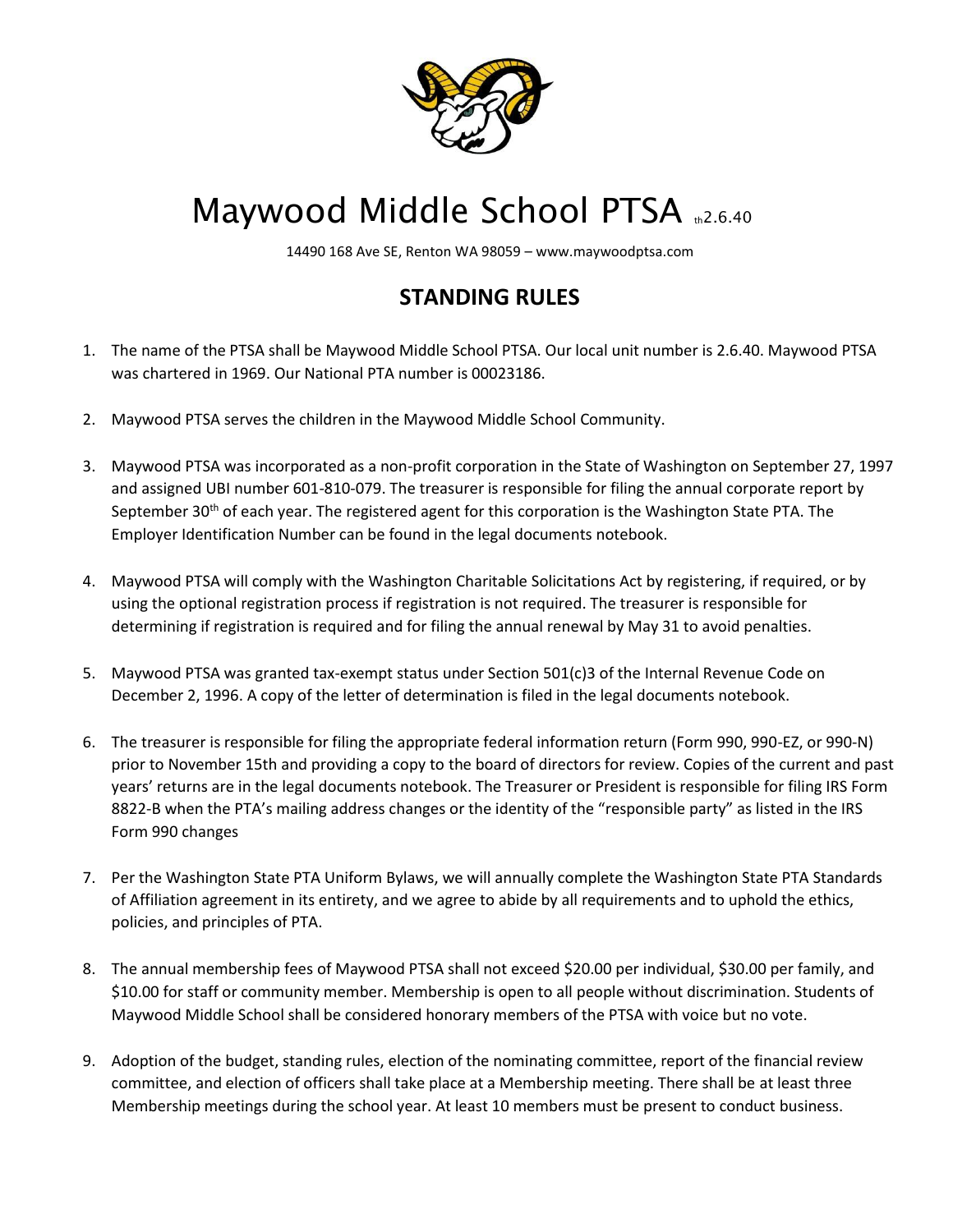# Maywood Middle School PTSA th2.6.40

14490 168 Ave SE, Renton WA 98059 – www.maywoodptsa.com

## STANDING RULES

1. The name of the PTSA shall be Maywood Middle School PTSA. Our local unit number is 2.6.40. Maywood PTSA was chartered in 1969. Our National PTA number is 00023186.

2. Maywood PTSA serves the children in the Maywood Middle School Community.

3. Maywood PTSA was incorporated as a non-profit corporation in the State of Washington on September 27, 1997 and assigned UBI number 601-810-079. The treasurer is responsible for filing the annual corporate report by September 30th of each year. The registered agent for this corporation is the Washington State PTA. The Employer Identification Number can be found in the legal documents notebook.

4. Maywood PTSA will comply with the Washington Charitable Solicitations Act by registering, if required, or by using the optional registration process if registration is not required. The treasurer is responsible for determining if registration is required and for filing the annual renewal by May 31 to avoid penalties.

5. Maywood PTSA was granted tax-exempt status under Section 501(c)3 of the Internal Revenue Code on December 2, 1996. A copy of the letter of determination is filed in the legal documents notebook.

6. The treasurer is responsible for filing the appropriate federal information return (Form 990, 990-EZ, or 990-N) prior to November 15th and providing a copy to the board of directors for review. Copies of the current and past years' returns are in the legal documents notebook. The Treasurer or President is responsible for filing IRS Form 8822-B when the PTA's mailing address changes or the identity of the "responsible party" as listed in the IRS Form 990 changes

7. Per the Washington State PTA Uniform Bylaws, we will annually complete the Washington State PTA Standards of Affiliation agreement in its entirety, and we agree to abide by all requirements and to uphold the ethics, policies, and principles of PTA.

8. The annual membership fees of Maywood PTSA shall not exceed $20.00 per individual, $30.00 per family, and $10.00 for staff or community member. Membership is open to all people without discrimination. Students of Maywood Middle School shall be considered honorary members of the PTSA with voice but no vote.

9. Adoption of the budget, standing rules, election of the nominating committee, report of the financial review committee, and election of officers shall take place at a Membership meeting. There shall be at least three Membership meetings during the school year. At least 10 members must be present to conduct business.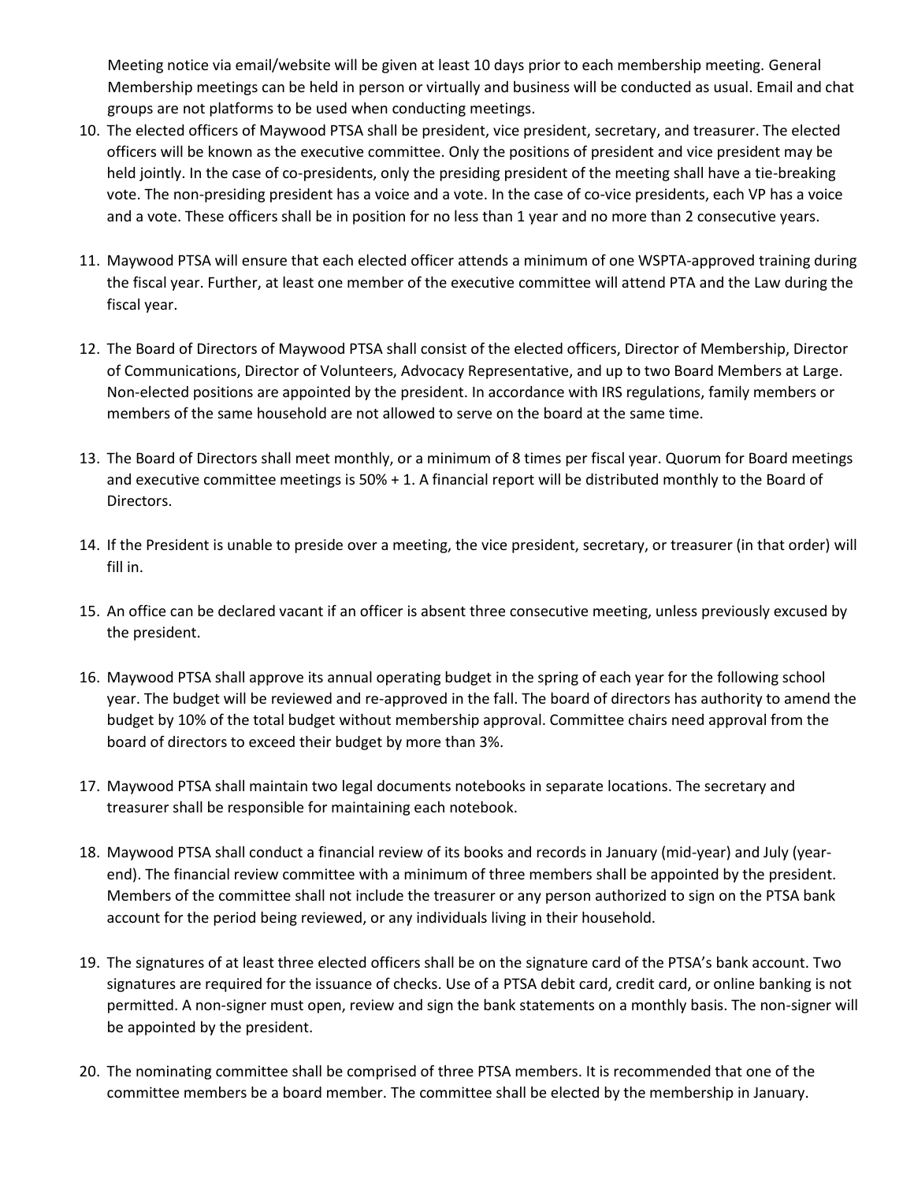Meeting notice via email/website will be given at least 10 days prior to each membership meeting. General Membership meetings can be held in person or virtually and business will be conducted as usual. Email and chat groups are not platforms to be used when conducting meetings.

10. The elected officers of Maywood PTSA shall be president, vice president, secretary, and treasurer. The elected officers will be known as the executive committee. Only the positions of president and vice president may be held jointly. In the case of co-presidents, only the presiding president of the meeting shall have a tie-breaking vote. The non-presiding president has a voice and a vote. In the case of co-vice presidents, each VP has a voice and a vote. These officers shall be in position for no less than 1 year and no more than 2 consecutive years.

11. Maywood PTSA will ensure that each elected officer attends a minimum of one WSPTA-approved training during the fiscal year. Further, at least one member of the executive committee will attend PTA and the Law during the fiscal year.

12. The Board of Directors of Maywood PTSA shall consist of the elected officers, Director of Membership, Director of Communications, Director of Volunteers, Advocacy Representative, and up to two Board Members at Large. Non-elected positions are appointed by the president. In accordance with IRS regulations, family members or members of the same household are not allowed to serve on the board at the same time.

13. The Board of Directors shall meet monthly, or a minimum of 8 times per fiscal year. Quorum for Board meetings and executive committee meetings is 50% + 1. A financial report will be distributed monthly to the Board of Directors.

14. If the President is unable to preside over a meeting, the vice president, secretary, or treasurer (in that order) will fill in.

15. An office can be declared vacant if an officer is absent three consecutive meeting, unless previously excused by the president.

16. Maywood PTSA shall approve its annual operating budget in the spring of each year for the following school year. The budget will be reviewed and re-approved in the fall. The board of directors has authority to amend the budget by 10% of the total budget without membership approval. Committee chairs need approval from the board of directors to exceed their budget by more than 3%.

17. Maywood PTSA shall maintain two legal documents notebooks in separate locations. The secretary and treasurer shall be responsible for maintaining each notebook.

18. Maywood PTSA shall conduct a financial review of its books and records in January (mid-year) and July (year-end). The financial review committee with a minimum of three members shall be appointed by the president. Members of the committee shall not include the treasurer or any person authorized to sign on the PTSA bank account for the period being reviewed, or any individuals living in their household.

19. The signatures of at least three elected officers shall be on the signature card of the PTSA's bank account. Two signatures are required for the issuance of checks. Use of a PTSA debit card, credit card, or online banking is not permitted. A non-signer must open, review and sign the bank statements on a monthly basis. The non-signer will be appointed by the president.

20. The nominating committee shall be comprised of three PTSA members. It is recommended that one of the committee members be a board member. The committee shall be elected by the membership in January.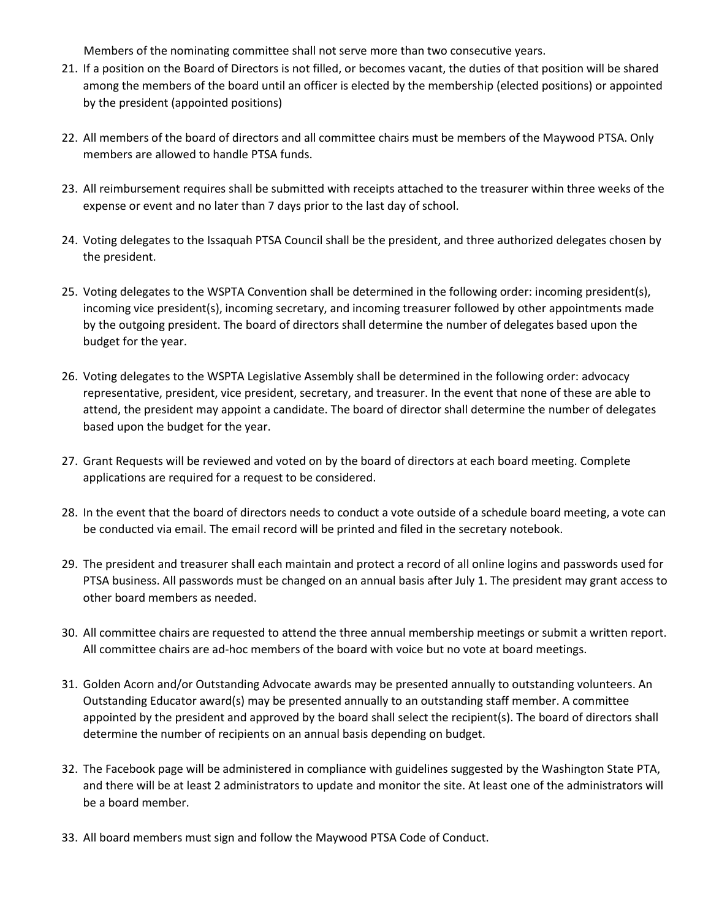Members of the nominating committee shall not serve more than two consecutive years.

21. If a position on the Board of Directors is not filled, or becomes vacant, the duties of that position will be shared among the members of the board until an officer is elected by the membership (elected positions) or appointed by the president (appointed positions)

22. All members of the board of directors and all committee chairs must be members of the Maywood PTSA. Only members are allowed to handle PTSA funds.

23. All reimbursement requires shall be submitted with receipts attached to the treasurer within three weeks of the expense or event and no later than 7 days prior to the last day of school.

24. Voting delegates to the Issaquah PTSA Council shall be the president, and three authorized delegates chosen by the president.

25. Voting delegates to the WSPTA Convention shall be determined in the following order: incoming president(s), incoming vice president(s), incoming secretary, and incoming treasurer followed by other appointments made by the outgoing president. The board of directors shall determine the number of delegates based upon the budget for the year.

26. Voting delegates to the WSPTA Legislative Assembly shall be determined in the following order: advocacy representative, president, vice president, secretary, and treasurer. In the event that none of these are able to attend, the president may appoint a candidate. The board of director shall determine the number of delegates based upon the budget for the year.

27. Grant Requests will be reviewed and voted on by the board of directors at each board meeting. Complete applications are required for a request to be considered.

28. In the event that the board of directors needs to conduct a vote outside of a schedule board meeting, a vote can be conducted via email. The email record will be printed and filed in the secretary notebook.

29. The president and treasurer shall each maintain and protect a record of all online logins and passwords used for PTSA business. All passwords must be changed on an annual basis after July 1. The president may grant access to other board members as needed.

30. All committee chairs are requested to attend the three annual membership meetings or submit a written report. All committee chairs are ad-hoc members of the board with voice but no vote at board meetings.

31. Golden Acorn and/or Outstanding Advocate awards may be presented annually to outstanding volunteers. An Outstanding Educator award(s) may be presented annually to an outstanding staff member. A committee appointed by the president and approved by the board shall select the recipient(s). The board of directors shall determine the number of recipients on an annual basis depending on budget.

32. The Facebook page will be administered in compliance with guidelines suggested by the Washington State PTA, and there will be at least 2 administrators to update and monitor the site. At least one of the administrators will be a board member.

33. All board members must sign and follow the Maywood PTSA Code of Conduct.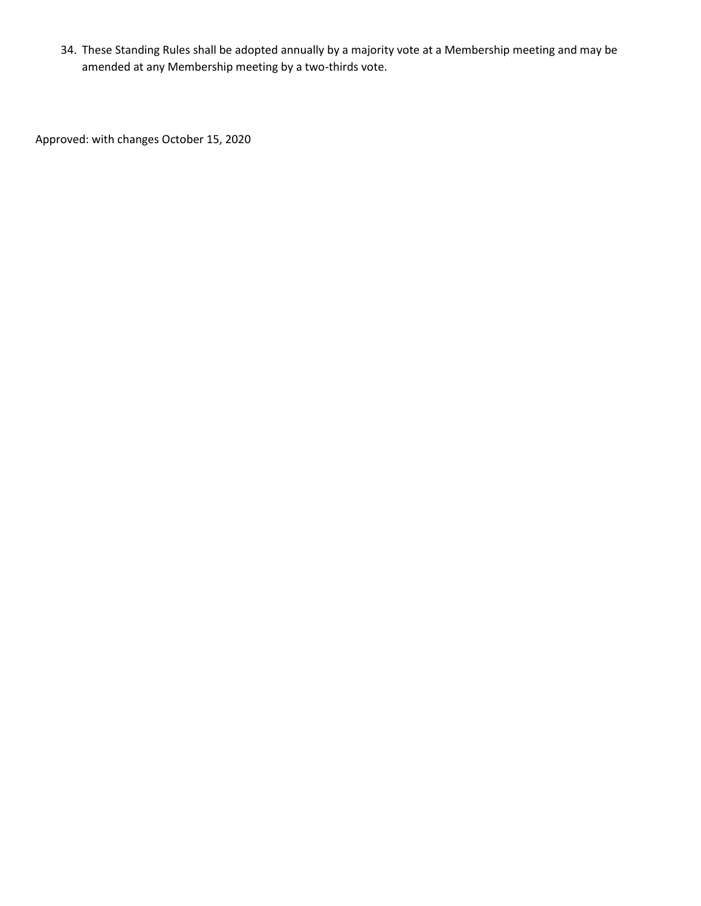34. These Standing Rules shall be adopted annually by a majority vote at a Membership meeting and may be amended at any Membership meeting by a two-thirds vote.

Approved: with changes October 15, 2020